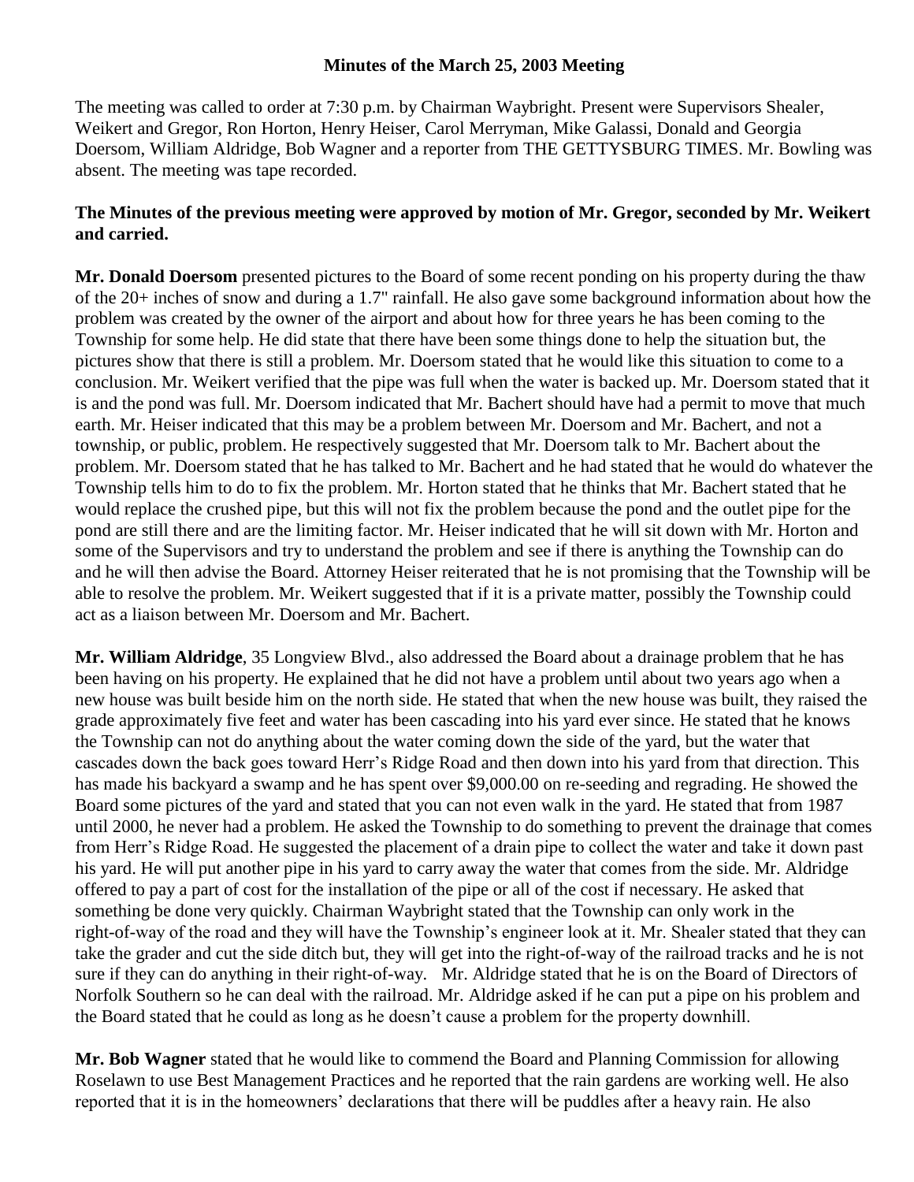**Minutes of the March 25, 2003 Meeting**

The meeting was called to order at 7:30 p.m. by Chairman Waybright. Present were Supervisors Shealer, Weikert and Gregor, Ron Horton, Henry Heiser, Carol Merryman, Mike Galassi, Donald and Georgia Doersom, William Aldridge, Bob Wagner and a reporter from THE GETTYSBURG TIMES. Mr. Bowling was absent. The meeting was tape recorded.

**The Minutes of the previous meeting were approved by motion of Mr. Gregor, seconded by Mr. Weikert and carried.**

**Mr. Donald Doersom** presented pictures to the Board of some recent ponding on his property during the thaw of the 20+ inches of snow and during a 1.7" rainfall. He also gave some background information about how the problem was created by the owner of the airport and about how for three years he has been coming to the Township for some help. He did state that there have been some things done to help the situation but, the pictures show that there is still a problem. Mr. Doersom stated that he would like this situation to come to a conclusion. Mr. Weikert verified that the pipe was full when the water is backed up. Mr. Doersom stated that it is and the pond was full. Mr. Doersom indicated that Mr. Bachert should have had a permit to move that much earth. Mr. Heiser indicated that this may be a problem between Mr. Doersom and Mr. Bachert, and not a township, or public, problem. He respectively suggested that Mr. Doersom talk to Mr. Bachert about the problem. Mr. Doersom stated that he has talked to Mr. Bachert and he had stated that he would do whatever the Township tells him to do to fix the problem. Mr. Horton stated that he thinks that Mr. Bachert stated that he would replace the crushed pipe, but this will not fix the problem because the pond and the outlet pipe for the pond are still there and are the limiting factor. Mr. Heiser indicated that he will sit down with Mr. Horton and some of the Supervisors and try to understand the problem and see if there is anything the Township can do and he will then advise the Board. Attorney Heiser reiterated that he is not promising that the Township will be able to resolve the problem. Mr. Weikert suggested that if it is a private matter, possibly the Township could act as a liaison between Mr. Doersom and Mr. Bachert.

**Mr. William Aldridge**, 35 Longview Blvd., also addressed the Board about a drainage problem that he has been having on his property. He explained that he did not have a problem until about two years ago when a new house was built beside him on the north side. He stated that when the new house was built, they raised the grade approximately five feet and water has been cascading into his yard ever since. He stated that he knows the Township can not do anything about the water coming down the side of the yard, but the water that cascades down the back goes toward Herr's Ridge Road and then down into his yard from that direction. This has made his backyard a swamp and he has spent over $9,000.00 on re-seeding and regrading. He showed the Board some pictures of the yard and stated that you can not even walk in the yard. He stated that from 1987 until 2000, he never had a problem. He asked the Township to do something to prevent the drainage that comes from Herr's Ridge Road. He suggested the placement of a drain pipe to collect the water and take it down past his yard. He will put another pipe in his yard to carry away the water that comes from the side. Mr. Aldridge offered to pay a part of cost for the installation of the pipe or all of the cost if necessary. He asked that something be done very quickly. Chairman Waybright stated that the Township can only work in the right-of-way of the road and they will have the Township's engineer look at it. Mr. Shealer stated that they can take the grader and cut the side ditch but, they will get into the right-of-way of the railroad tracks and he is not sure if they can do anything in their right-of-way. Mr. Aldridge stated that he is on the Board of Directors of Norfolk Southern so he can deal with the railroad. Mr. Aldridge asked if he can put a pipe on his problem and the Board stated that he could as long as he doesn't cause a problem for the property downhill.

**Mr. Bob Wagner** stated that he would like to commend the Board and Planning Commission for allowing Roselawn to use Best Management Practices and he reported that the rain gardens are working well. He also reported that it is in the homeowners' declarations that there will be puddles after a heavy rain. He also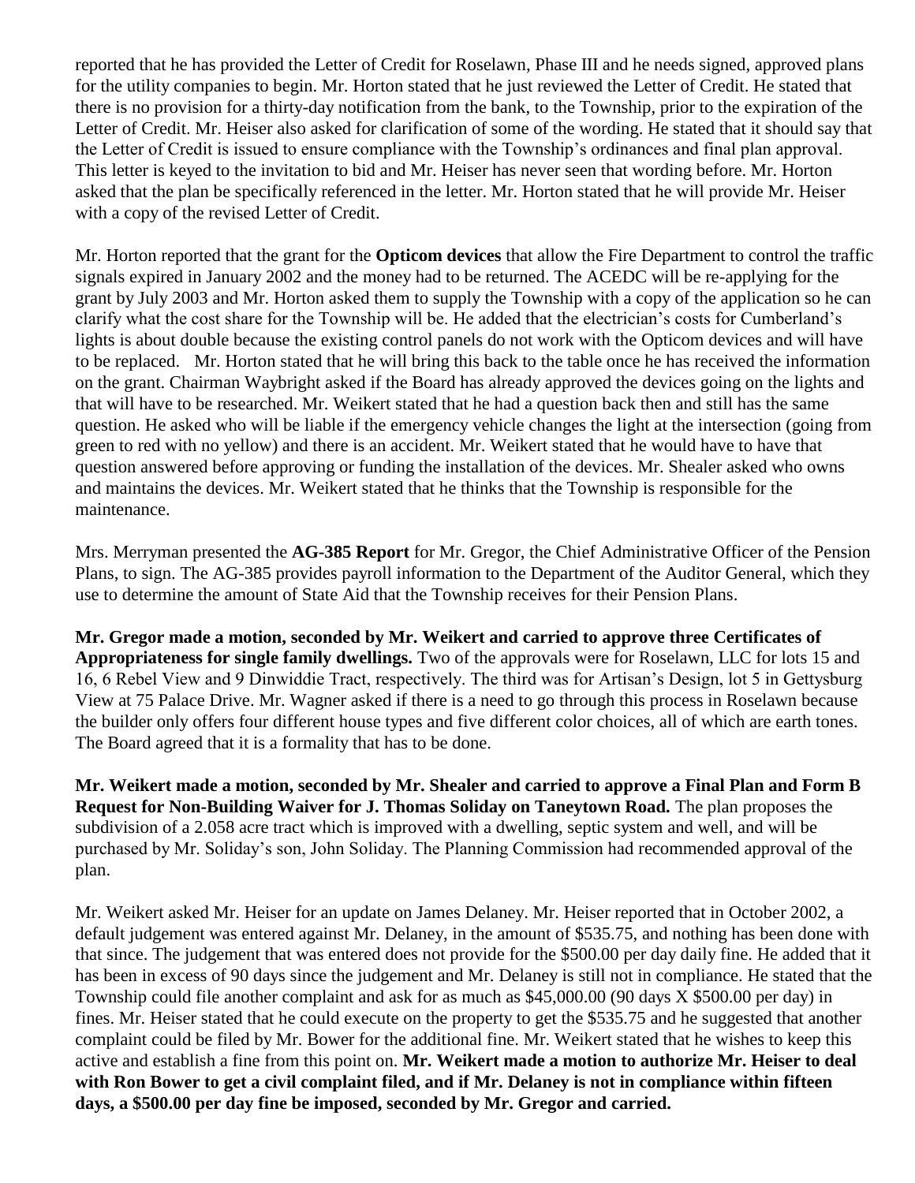reported that he has provided the Letter of Credit for Roselawn, Phase III and he needs signed, approved plans for the utility companies to begin. Mr. Horton stated that he just reviewed the Letter of Credit. He stated that there is no provision for a thirty-day notification from the bank, to the Township, prior to the expiration of the Letter of Credit. Mr. Heiser also asked for clarification of some of the wording. He stated that it should say that the Letter of Credit is issued to ensure compliance with the Township's ordinances and final plan approval. This letter is keyed to the invitation to bid and Mr. Heiser has never seen that wording before. Mr. Horton asked that the plan be specifically referenced in the letter. Mr. Horton stated that he will provide Mr. Heiser with a copy of the revised Letter of Credit.

Mr. Horton reported that the grant for the **Opticom devices** that allow the Fire Department to control the traffic signals expired in January 2002 and the money had to be returned. The ACEDC will be re-applying for the grant by July 2003 and Mr. Horton asked them to supply the Township with a copy of the application so he can clarify what the cost share for the Township will be. He added that the electrician's costs for Cumberland's lights is about double because the existing control panels do not work with the Opticom devices and will have to be replaced. Mr. Horton stated that he will bring this back to the table once he has received the information on the grant. Chairman Waybright asked if the Board has already approved the devices going on the lights and that will have to be researched. Mr. Weikert stated that he had a question back then and still has the same question. He asked who will be liable if the emergency vehicle changes the light at the intersection (going from green to red with no yellow) and there is an accident. Mr. Weikert stated that he would have to have that question answered before approving or funding the installation of the devices. Mr. Shealer asked who owns and maintains the devices. Mr. Weikert stated that he thinks that the Township is responsible for the maintenance.

Mrs. Merryman presented the **AG-385 Report** for Mr. Gregor, the Chief Administrative Officer of the Pension Plans, to sign. The AG-385 provides payroll information to the Department of the Auditor General, which they use to determine the amount of State Aid that the Township receives for their Pension Plans.

**Mr. Gregor made a motion, seconded by Mr. Weikert and carried to approve three Certificates of Appropriateness for single family dwellings.** Two of the approvals were for Roselawn, LLC for lots 15 and 16, 6 Rebel View and 9 Dinwiddie Tract, respectively. The third was for Artisan's Design, lot 5 in Gettysburg View at 75 Palace Drive. Mr. Wagner asked if there is a need to go through this process in Roselawn because the builder only offers four different house types and five different color choices, all of which are earth tones. The Board agreed that it is a formality that has to be done.

**Mr. Weikert made a motion, seconded by Mr. Shealer and carried to approve a Final Plan and Form B Request for Non-Building Waiver for J. Thomas Soliday on Taneytown Road.** The plan proposes the subdivision of a 2.058 acre tract which is improved with a dwelling, septic system and well, and will be purchased by Mr. Soliday's son, John Soliday. The Planning Commission had recommended approval of the plan.

Mr. Weikert asked Mr. Heiser for an update on James Delaney. Mr. Heiser reported that in October 2002, a default judgement was entered against Mr. Delaney, in the amount of $535.75, and nothing has been done with that since. The judgement that was entered does not provide for the $500.00 per day daily fine. He added that it has been in excess of 90 days since the judgement and Mr. Delaney is still not in compliance. He stated that the Township could file another complaint and ask for as much as $45,000.00 (90 days X $500.00 per day) in fines. Mr. Heiser stated that he could execute on the property to get the $535.75 and he suggested that another complaint could be filed by Mr. Bower for the additional fine. Mr. Weikert stated that he wishes to keep this active and establish a fine from this point on. **Mr. Weikert made a motion to authorize Mr. Heiser to deal with Ron Bower to get a civil complaint filed, and if Mr. Delaney is not in compliance within fifteen days, a $500.00 per day fine be imposed, seconded by Mr. Gregor and carried.**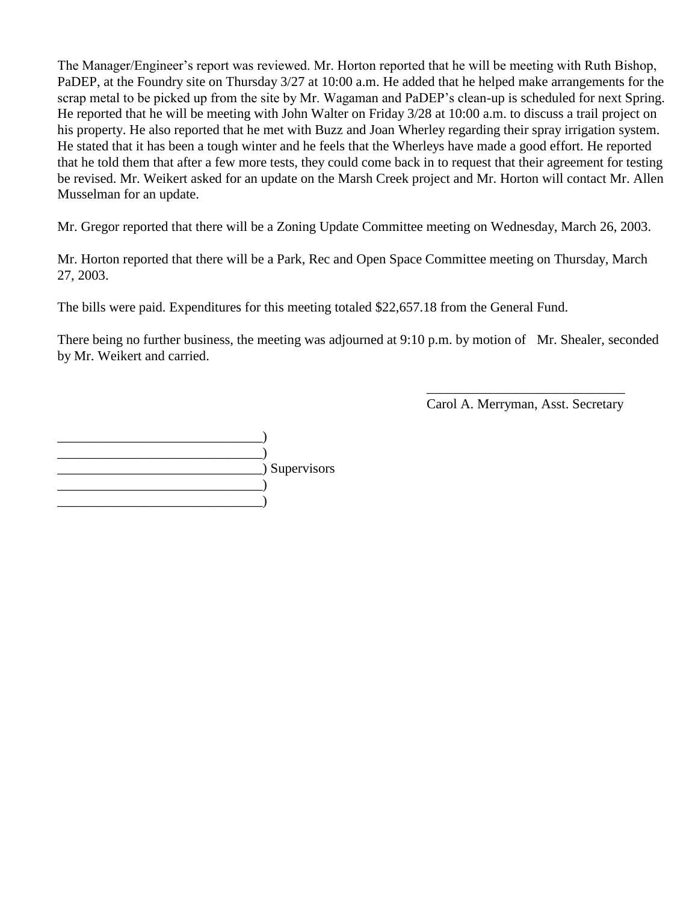The Manager/Engineer's report was reviewed. Mr. Horton reported that he will be meeting with Ruth Bishop, PaDEP, at the Foundry site on Thursday 3/27 at 10:00 a.m. He added that he helped make arrangements for the scrap metal to be picked up from the site by Mr. Wagaman and PaDEP's clean-up is scheduled for next Spring. He reported that he will be meeting with John Walter on Friday 3/28 at 10:00 a.m. to discuss a trail project on his property. He also reported that he met with Buzz and Joan Wherley regarding their spray irrigation system. He stated that it has been a tough winter and he feels that the Wherleys have made a good effort. He reported that he told them that after a few more tests, they could come back in to request that their agreement for testing be revised. Mr. Weikert asked for an update on the Marsh Creek project and Mr. Horton will contact Mr. Allen Musselman for an update.

Mr. Gregor reported that there will be a Zoning Update Committee meeting on Wednesday, March 26, 2003.

Mr. Horton reported that there will be a Park, Rec and Open Space Committee meeting on Thursday, March 27, 2003.

The bills were paid. Expenditures for this meeting totaled $22,657.18 from the General Fund.

There being no further business, the meeting was adjourned at 9:10 p.m. by motion of Mr. Shealer, seconded by Mr. Weikert and carried.

______________________________
Carol A. Merryman, Asst. Secretary

______________________________)
______________________________)
______________________________) Supervisors
______________________________)
______________________________)